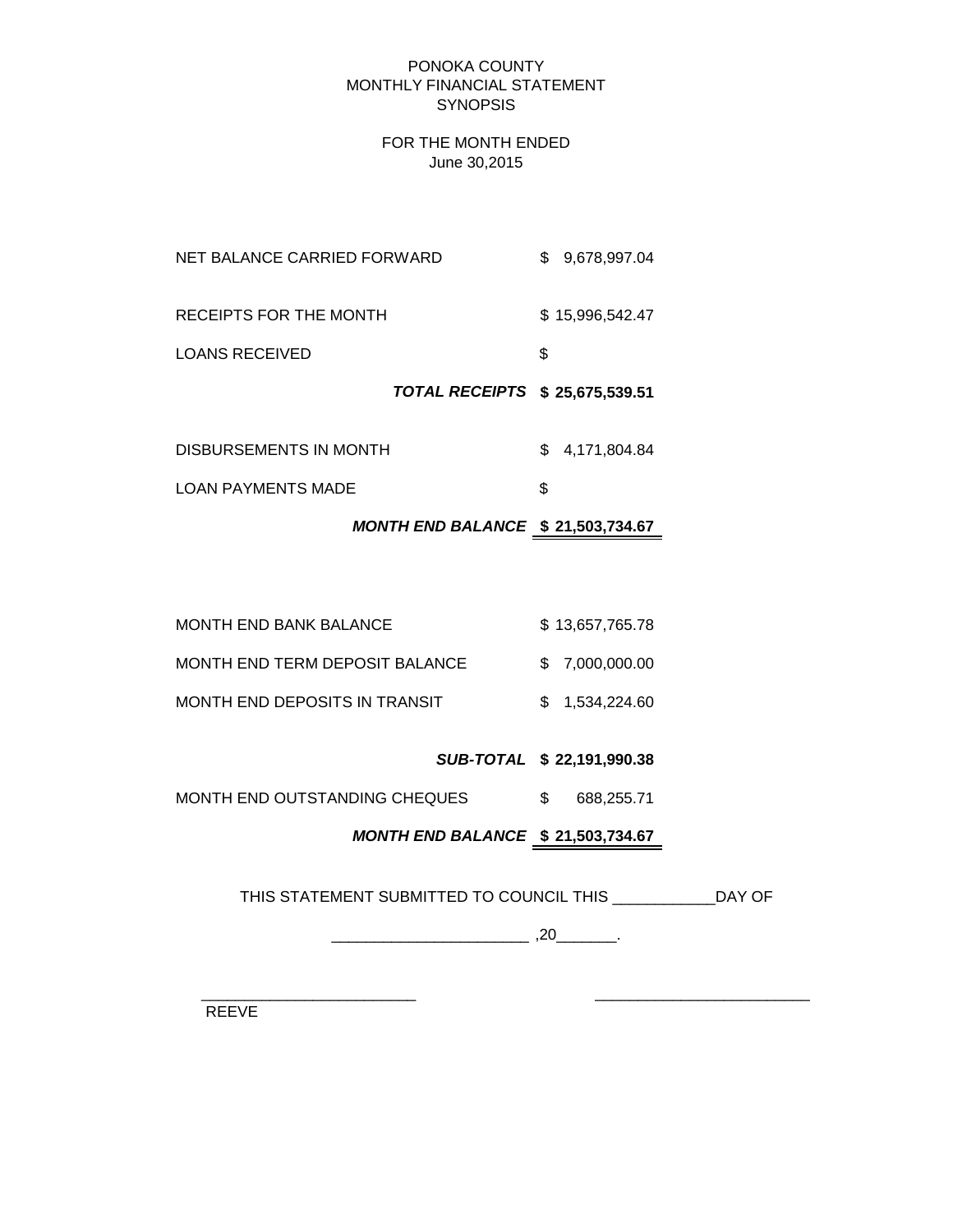PONOKA COUNTY
MONTHLY FINANCIAL STATEMENT
SYNOPSIS

FOR THE MONTH ENDED
June 30,2015

| | |
|---|---|
| NET BALANCE CARRIED FORWARD | $ 9,678,997.04 |
| RECEIPTS FOR THE MONTH | $ 15,996,542.47 |
| LOANS RECEIVED | $ |
| ***TOTAL RECEIPTS*** | **$ 25,675,539.51** |
| DISBURSEMENTS IN MONTH | $ 4,171,804.84 |
| LOAN PAYMENTS MADE | $ |
| ***MONTH END BALANCE*** | **$ 21,503,734.67** |

| | |
|---|---|
| MONTH END BANK BALANCE | $ 13,657,765.78 |
| MONTH END TERM DEPOSIT BALANCE | $ 7,000,000.00 |
| MONTH END DEPOSITS IN TRANSIT | $ 1,534,224.60 |
| ***SUB-TOTAL*** | **$ 22,191,990.38** |
| MONTH END OUTSTANDING CHEQUES | $ 688,255.71 |
| ***MONTH END BALANCE*** | **$ 21,503,734.67** |

THIS STATEMENT SUBMITTED TO COUNCIL THIS ____________DAY OF

_______________________ ,20_______.

_________________________ &nbsp;&nbsp;&nbsp;&nbsp;&nbsp;&nbsp;&nbsp;&nbsp;&nbsp;&nbsp;&nbsp;&nbsp; _________________________

REEVE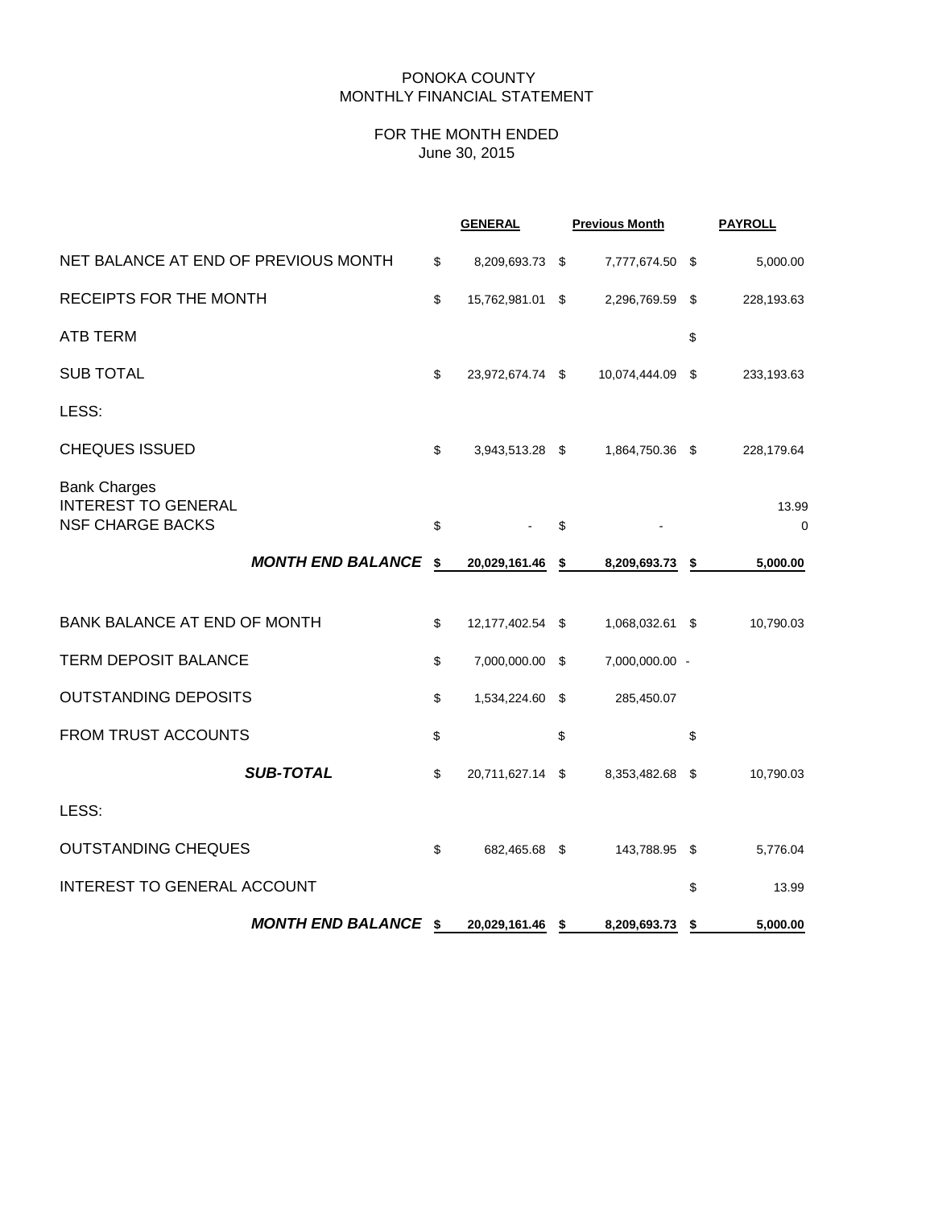PONOKA COUNTY
MONTHLY FINANCIAL STATEMENT

FOR THE MONTH ENDED
June 30, 2015

| | GENERAL | Previous Month | PAYROLL |
|---|---|---|---|
| NET BALANCE AT END OF PREVIOUS MONTH | $ 8,209,693.73 | $ 7,777,674.50 | $ 5,000.00 |
| RECEIPTS FOR THE MONTH | $ 15,762,981.01 | $ 2,296,769.59 | $ 228,193.63 |
| ATB TERM | | | $ |
| SUB TOTAL | $ 23,972,674.74 | $ 10,074,444.09 | $ 233,193.63 |
| LESS: | | | |
| CHEQUES ISSUED | $ 3,943,513.28 | $ 1,864,750.36 | $ 228,179.64 |
| Bank Charges | | | |
| INTEREST TO GENERAL | | | 13.99 |
| NSF CHARGE BACKS | $ - | $ - | 0 |
| ***MONTH END BALANCE*** | **$ 20,029,161.46** | **$ 8,209,693.73** | **$ 5,000.00** |
| | | | |
| BANK BALANCE AT END OF MONTH | $ 12,177,402.54 | $ 1,068,032.61 | $ 10,790.03 |
| TERM DEPOSIT BALANCE | $ 7,000,000.00 | $ 7,000,000.00 | - |
| OUTSTANDING DEPOSITS | $ 1,534,224.60 | $ 285,450.07 | |
| FROM TRUST ACCOUNTS | $ | $ | $ |
| ***SUB-TOTAL*** | $ 20,711,627.14 | $ 8,353,482.68 | $ 10,790.03 |
| LESS: | | | |
| OUTSTANDING CHEQUES | $ 682,465.68 | $ 143,788.95 | $ 5,776.04 |
| INTEREST TO GENERAL ACCOUNT | | | $ 13.99 |
| ***MONTH END BALANCE*** | **$ 20,029,161.46** | **$ 8,209,693.73** | **$ 5,000.00** |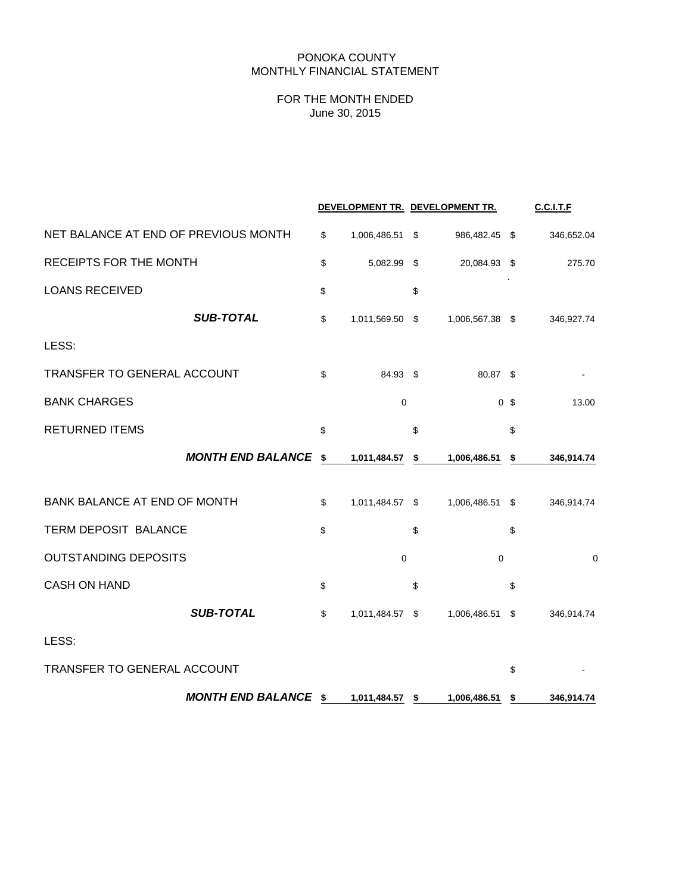PONOKA COUNTY
MONTHLY FINANCIAL STATEMENT

FOR THE MONTH ENDED
June 30, 2015

| | DEVELOPMENT TR. | DEVELOPMENT TR. | C.C.I.T.F |
|---|---|---|---|
| NET BALANCE AT END OF PREVIOUS MONTH | $ 1,006,486.51 | $ 986,482.45 | $ 346,652.04 |
| RECEIPTS FOR THE MONTH | $ 5,082.99 | $ 20,084.93 | $ 275.70 |
| LOANS RECEIVED | $ | $ | |
| ***SUB-TOTAL*** | $ 1,011,569.50 | $ 1,006,567.38 | $ 346,927.74 |
| LESS: | | | |
| TRANSFER TO GENERAL ACCOUNT | $ 84.93 | $ 80.87 | $ - |
| BANK CHARGES | 0 | 0 | $ 13.00 |
| RETURNED ITEMS | $ | $ | $ |
| ***MONTH END BALANCE*** | **$ 1,011,484.57** | **$ 1,006,486.51** | **$ 346,914.74** |
| BANK BALANCE AT END OF MONTH | $ 1,011,484.57 | $ 1,006,486.51 | $ 346,914.74 |
| TERM DEPOSIT BALANCE | $ | $ | $ |
| OUTSTANDING DEPOSITS | 0 | 0 | 0 |
| CASH ON HAND | $ | $ | $ |
| ***SUB-TOTAL*** | $ 1,011,484.57 | $ 1,006,486.51 | $ 346,914.74 |
| LESS: | | | |
| TRANSFER TO GENERAL ACCOUNT | | | $ - |
| ***MONTH END BALANCE*** | **$ 1,011,484.57** | **$ 1,006,486.51** | **$ 346,914.74** |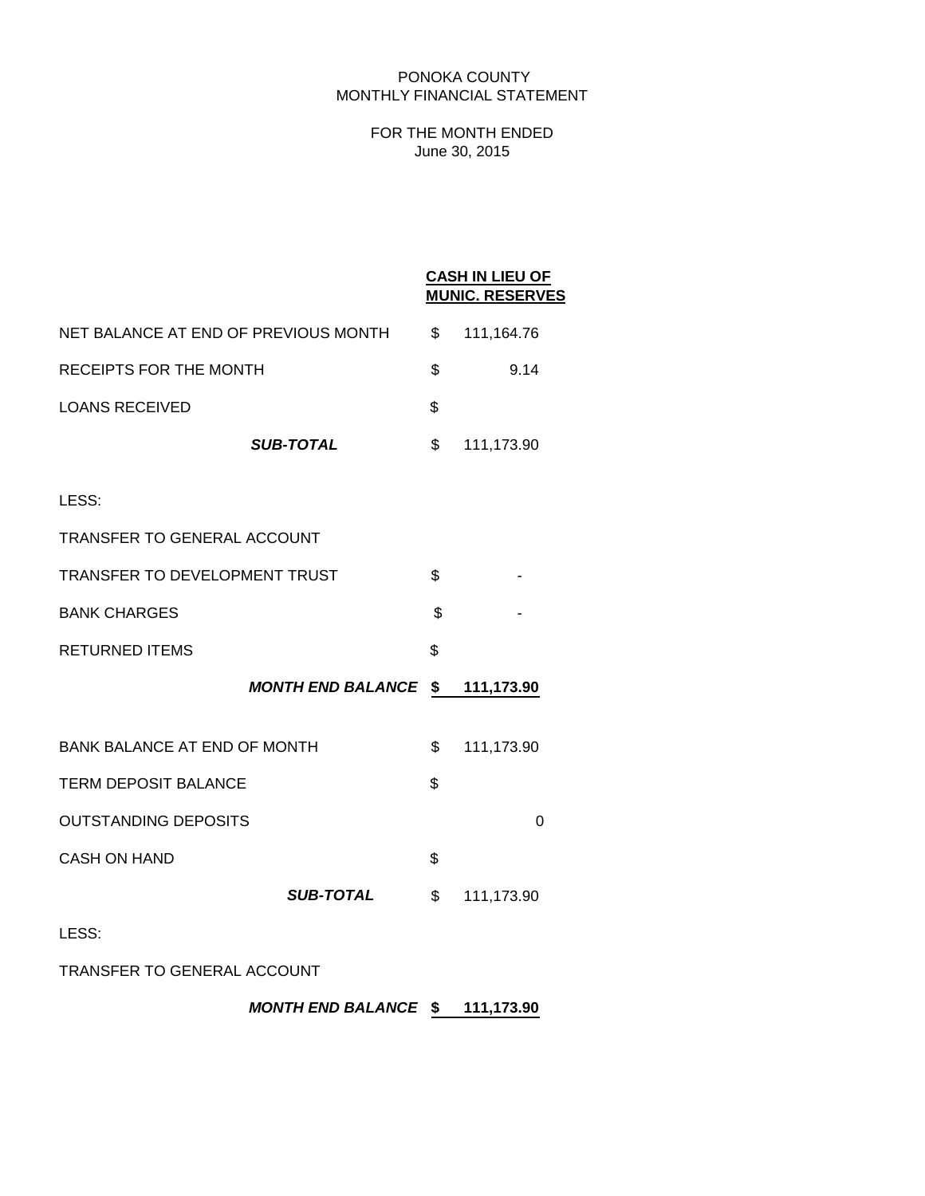PONOKA COUNTY
MONTHLY FINANCIAL STATEMENT

FOR THE MONTH ENDED
June 30, 2015

| | | CASH IN LIEU OF MUNIC. RESERVES |
|---|---|---|
| NET BALANCE AT END OF PREVIOUS MONTH | $ | 111,164.76 |
| RECEIPTS FOR THE MONTH | $ | 9.14 |
| LOANS RECEIVED | $ | |
| ***SUB-TOTAL*** | $ | 111,173.90 |
| LESS: | | |
| TRANSFER TO GENERAL ACCOUNT | | |
| TRANSFER TO DEVELOPMENT TRUST | $ | - |
| BANK CHARGES | $ | - |
| RETURNED ITEMS | $ | |
| ***MONTH END BALANCE*** | **$** | **111,173.90** |
| BANK BALANCE AT END OF MONTH | $ | 111,173.90 |
| TERM DEPOSIT BALANCE | $ | |
| OUTSTANDING DEPOSITS | | 0 |
| CASH ON HAND | $ | |
| ***SUB-TOTAL*** | $ | 111,173.90 |
| LESS: | | |
| TRANSFER TO GENERAL ACCOUNT | | |
| ***MONTH END BALANCE*** | **$** | **111,173.90** |